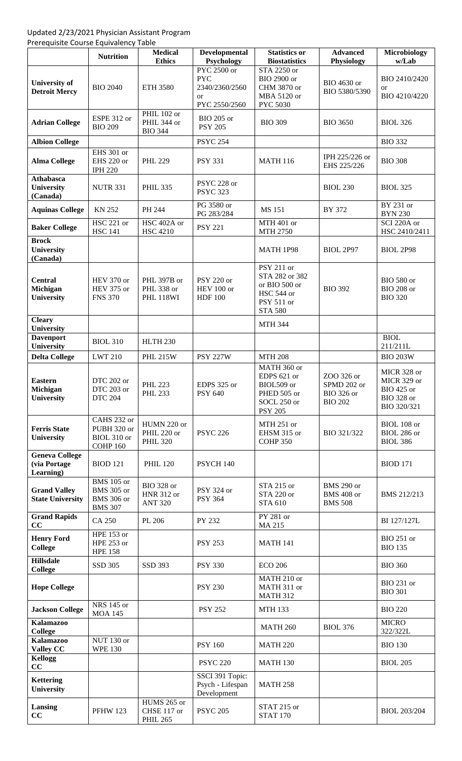Updated 2/23/2021 Physician Assistant Program

Prerequisite Course Equivalency Table

| | Nutrition | Medical Ethics | Developmental Psychology | Statistics or Biostatistics | Advanced Physiology | Microbiology w/Lab |
|---|---|---|---|---|---|---|
| **University of Detroit Mercy** | BIO 2040 | ETH 3580 | PYC 2500 or PYC 2340/2360/2560 or PYC 2550/2560 | STA 2250 or BIO 2900 or CHM 3870 or MBA 5120 or PYC 5030 | BIO 4630 or BIO 5380/5390 | BIO 2410/2420 or BIO 4210/4220 |
| **Adrian College** | ESPE 312 or BIO 209 | PHIL 102 or PHIL 344 or BIO 344 | BIO 205 or PSY 205 | BIO 309 | BIO 3650 | BIOL 326 |
| **Albion College** | | | PSYC 254 | | | BIO 332 |
| **Alma College** | EHS 301 or EHS 220 or IPH 220 | PHL 229 | PSY 331 | MATH 116 | IPH 225/226 or EHS 225/226 | BIO 308 |
| **Athabasca University (Canada)** | NUTR 331 | PHIL 335 | PSYC 228 or PSYC 323 | | BIOL 230 | BIOL 325 |
| **Aquinas College** | KN 252 | PH 244 | PG 3580 or PG 283/284 | MS 151 | BY 372 | BY 231 or BYN 230 |
| **Baker College** | HSC 221 or HSC 141 | HSC 402A or HSC 4210 | PSY 221 | MTH 401 or MTH 2750 | | SCI 220A or HSC 2410/2411 |
| **Brock University (Canada)** | | | | MATH 1P98 | BIOL 2P97 | BIOL 2P98 |
| **Central Michigan University** | HEV 370 or HEV 375 or FNS 370 | PHL 397B or PHL 338 or PHL 118WI | PSY 220 or HEV 100 or HDF 100 | PSY 211 or STA 282 or 382 or BIO 500 or HSC 544 or PSY 511 or STA 580 | BIO 392 | BIO 580 or BIO 208 or BIO 320 |
| **Cleary University** | | | | MTH 344 | | |
| **Davenport University** | BIOL 310 | HLTH 230 | | | | BIOL 211/211L |
| **Delta College** | LWT 210 | PHL 215W | PSY 227W | MTH 208 | | BIO 203W |
| **Eastern Michigan University** | DTC 202 or DTC 203 or DTC 204 | PHL 223 PHL 233 | EDPS 325 or PSY 640 | MATH 360 or EDPS 621 or BIOL509 or PHED 505 or SOCL 250 or PSY 205 | ZOO 326 or SPMD 202 or BIO 326 or BIO 202 | MICR 328 or MICR 329 or BIO 425 or BIO 328 or BIO 320/321 |
| **Ferris State University** | CAHS 232 or PUBH 320 or BIOL 310 or COHP 160 | HUMN 220 or PHIL 220 or PHIL 320 | PSYC 226 | MTH 251 or EHSM 315 or COHP 350 | BIO 321/322 | BIOL 108 or BIOL 286 or BIOL 386 |
| **Geneva College (via Portage Learning)** | BIOD 121 | PHIL 120 | PSYCH 140 | | | BIOD 171 |
| **Grand Valley State University** | BMS 105 or BMS 305 or BMS 306 or BMS 307 | BIO 328 or HNR 312 or ANT 320 | PSY 324 or PSY 364 | STA 215 or STA 220 or STA 610 | BMS 290 or BMS 408 or BMS 508 | BMS 212/213 |
| **Grand Rapids CC** | CA 250 | PL 206 | PY 232 | PY 281 or MA 215 | | BI 127/127L |
| **Henry Ford College** | HPE 153 or HPE 253 or HPE 158 | | PSY 253 | MATH 141 | | BIO 251 or BIO 135 |
| **Hillsdale College** | SSD 305 | SSD 393 | PSY 330 | ECO 206 | | BIO 360 |
| **Hope College** | | | PSY 230 | MATH 210 or MATH 311 or MATH 312 | | BIO 231 or BIO 301 |
| **Jackson College** | NRS 145 or MOA 145 | | PSY 252 | MTH 133 | | BIO 220 |
| **Kalamazoo College** | | | | MATH 260 | BIOL 376 | MICRO 322/322L |
| **Kalamazoo Valley CC** | NUT 130 or WPE 130 | | PSY 160 | MATH 220 | | BIO 130 |
| **Kellogg CC** | | | PSYC 220 | MATH 130 | | BIOL 205 |
| **Kettering University** | | | SSCI 391 Topic: Psych - Lifespan Development | MATH 258 | | |
| **Lansing CC** | PFHW 123 | HUMS 265 or CHSE 117 or PHIL 265 | PSYC 205 | STAT 215 or STAT 170 | | BIOL 203/204 |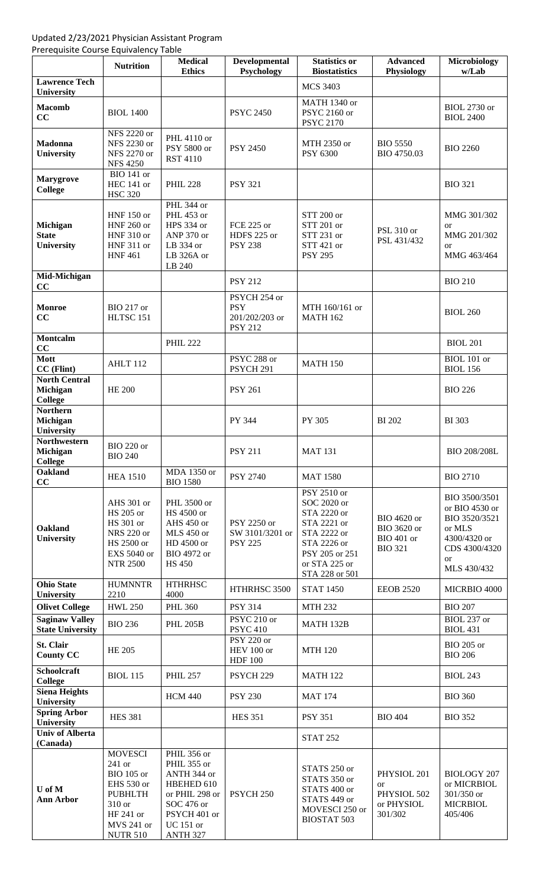Updated 2/23/2021 Physician Assistant Program
Prerequisite Course Equivalency Table

| | Nutrition | Medical Ethics | Developmental Psychology | Statistics or Biostatistics | Advanced Physiology | Microbiology w/Lab |
|---|---|---|---|---|---|---|
| **Lawrence Tech University** | | | | MCS 3403 | | |
| **Macomb CC** | BIOL 1400 | | PSYC 2450 | MATH 1340 or PSYC 2160 or PSYC 2170 | | BIOL 2730 or BIOL 2400 |
| **Madonna University** | NFS 2220 or NFS 2230 or NFS 2270 or NFS 4250 | PHL 4110 or PSY 5800 or RST 4110 | PSY 2450 | MTH 2350 or PSY 6300 | BIO 5550 BIO 4750.03 | BIO 2260 |
| **Marygrove College** | BIO 141 or HEC 141 or HSC 320 | PHIL 228 | PSY 321 | | | BIO 321 |
| **Michigan State University** | HNF 150 or HNF 260 or HNF 310 or HNF 311 or HNF 461 | PHL 344 or PHL 453 or HPS 334 or ANP 370 or LB 334 or LB 326A or LB 240 | FCE 225 or HDFS 225 or PSY 238 | STT 200 or STT 201 or STT 231 or STT 421 or PSY 295 | PSL 310 or PSL 431/432 | MMG 301/302 or MMG 201/302 or MMG 463/464 |
| **Mid-Michigan CC** | | | PSY 212 | | | BIO 210 |
| **Monroe CC** | BIO 217 or HLTSC 151 | | PSYCH 254 or PSY 201/202/203 or PSY 212 | MTH 160/161 or MATH 162 | | BIOL 260 |
| **Montcalm CC** | | PHIL 222 | | | | BIOL 201 |
| **Mott CC (Flint)** | AHLT 112 | | PSYC 288 or PSYCH 291 | MATH 150 | | BIOL 101 or BIOL 156 |
| **North Central Michigan College** | HE 200 | | PSY 261 | | | BIO 226 |
| **Northern Michigan University** | | | PY 344 | PY 305 | BI 202 | BI 303 |
| **Northwestern Michigan College** | BIO 220 or BIO 240 | | PSY 211 | MAT 131 | | BIO 208/208L |
| **Oakland CC** | HEA 1510 | MDA 1350 or BIO 1580 | PSY 2740 | MAT 1580 | | BIO 2710 |
| **Oakland University** | AHS 301 or HS 205 or HS 301 or NRS 220 or HS 2500 or EXS 5040 or NTR 2500 | PHL 3500 or HS 4500 or AHS 450 or MLS 450 or HD 4500 or BIO 4972 or HS 450 | PSY 2250 or SW 3101/3201 or PSY 225 | PSY 2510 or SOC 2020 or STA 2220 or STA 2221 or STA 2222 or STA 2226 or PSY 205 or 251 or STA 225 or STA 228 or 501 | BIO 4620 or BIO 3620 or BIO 401 or BIO 321 | BIO 3500/3501 or BIO 4530 or BIO 3520/3521 or MLS 4300/4320 or CDS 4300/4320 or MLS 430/432 |
| **Ohio State University** | HUMNNTR 2210 | HTHRHSC 4000 | HTHRHSC 3500 | STAT 1450 | EEOB 2520 | MICRBIO 4000 |
| **Olivet College** | HWL 250 | PHL 360 | PSY 314 | MTH 232 | | BIO 207 |
| **Saginaw Valley State University** | BIO 236 | PHL 205B | PSYC 210 or PSYC 410 | MATH 132B | | BIOL 237 or BIOL 431 |
| **St. Clair County CC** | HE 205 | | PSY 220 or HEV 100 or HDF 100 | MTH 120 | | BIO 205 or BIO 206 |
| **Schoolcraft College** | BIOL 115 | PHIL 257 | PSYCH 229 | MATH 122 | | BIOL 243 |
| **Siena Heights University** | | HCM 440 | PSY 230 | MAT 174 | | BIO 360 |
| **Spring Arbor University** | HES 381 | | HES 351 | PSY 351 | BIO 404 | BIO 352 |
| **Univ of Alberta (Canada)** | | | | STAT 252 | | |
| **U of M Ann Arbor** | MOVESCI 241 or BIO 105 or EHS 530 or PUBHLTH 310 or HF 241 or MVS 241 or NUTR 510 | PHIL 356 or PHIL 355 or ANTH 344 or HBEHED 610 or PHIL 298 or SOC 476 or PSYCH 401 or UC 151 or ANTH 327 | PSYCH 250 | STATS 250 or STATS 350 or STATS 400 or STATS 449 or MOVESCI 250 or BIOSTAT 503 | PHYSIOL 201 or PHYSIOL 502 or PHYSIOL 301/302 | BIOLOGY 207 or MICRBIOL 301/350 or MICRBIOL 405/406 |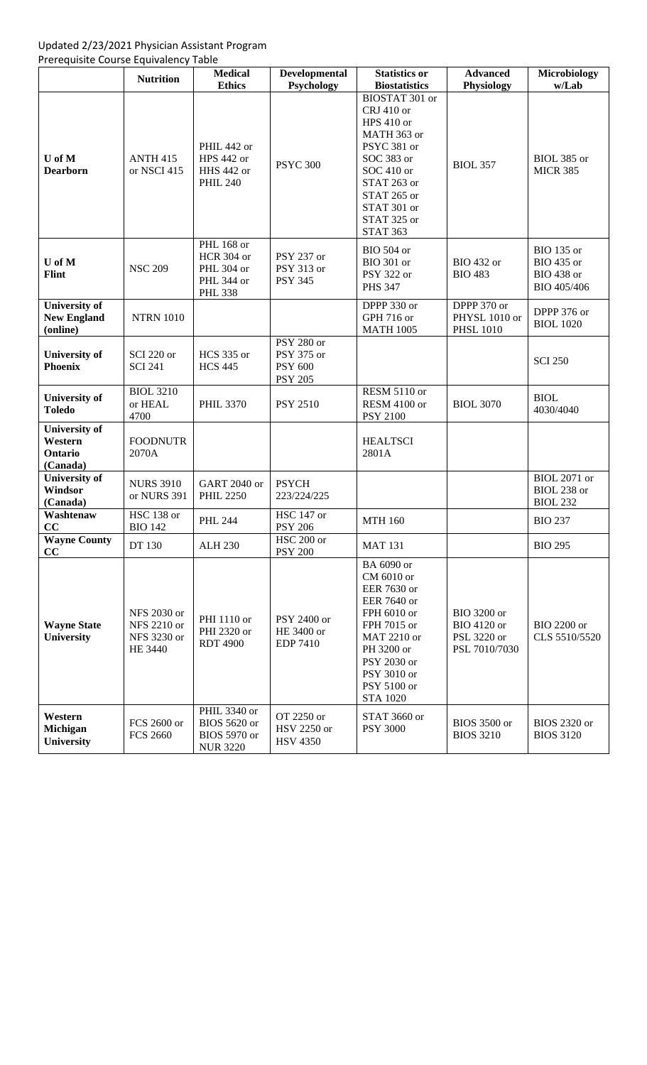Updated 2/23/2021 Physician Assistant Program
Prerequisite Course Equivalency Table

| | Nutrition | Medical Ethics | Developmental Psychology | Statistics or Biostatistics | Advanced Physiology | Microbiology w/Lab |
|---|---|---|---|---|---|---|
| **U of M Dearborn** | ANTH 415 or NSCI 415 | PHIL 442 or HPS 442 or HHS 442 or PHIL 240 | PSYC 300 | BIOSTAT 301 or CRJ 410 or HPS 410 or MATH 363 or PSYC 381 or SOC 383 or SOC 410 or STAT 263 or STAT 265 or STAT 301 or STAT 325 or STAT 363 | BIOL 357 | BIOL 385 or MICR 385 |
| **U of M Flint** | NSC 209 | PHL 168 or HCR 304 or PHL 304 or PHL 344 or PHL 338 | PSY 237 or PSY 313 or PSY 345 | BIO 504 or BIO 301 or PSY 322 or PHS 347 | BIO 432 or BIO 483 | BIO 135 or BIO 435 or BIO 438 or BIO 405/406 |
| **University of New England (online)** | NTRN 1010 | | | DPPP 330 or GPH 716 or MATH 1005 | DPPP 370 or PHYSL 1010 or PHSL 1010 | DPPP 376 or BIOL 1020 |
| **University of Phoenix** | SCI 220 or SCI 241 | HCS 335 or HCS 445 | PSY 280 or PSY 375 or PSY 600 or PSY 205 | | | SCI 250 |
| **University of Toledo** | BIOL 3210 or HEAL 4700 | PHIL 3370 | PSY 2510 | RESM 5110 or RESM 4100 or PSY 2100 | BIOL 3070 | BIOL 4030/4040 |
| **University of Western Ontario (Canada)** | FOODNUTR 2070A | | | HEALTSCI 2801A | | |
| **University of Windsor (Canada)** | NURS 3910 or NURS 391 | GART 2040 or PHIL 2250 | PSYCH 223/224/225 | | | BIOL 2071 or BIOL 238 or BIOL 232 |
| **Washtenaw CC** | HSC 138 or BIO 142 | PHL 244 | HSC 147 or PSY 206 | MTH 160 | | BIO 237 |
| **Wayne County CC** | DT 130 | ALH 230 | HSC 200 or PSY 200 | MAT 131 | | BIO 295 |
| **Wayne State University** | NFS 2030 or NFS 2210 or NFS 3230 or HE 3440 | PHI 1110 or PHI 2320 or RDT 4900 | PSY 2400 or HE 3400 or EDP 7410 | BA 6090 or CM 6010 or EER 7630 or EER 7640 or FPH 6010 or FPH 7015 or MAT 2210 or PH 3200 or PSY 2030 or PSY 3010 or PSY 5100 or STA 1020 | BIO 3200 or BIO 4120 or PSL 3220 or PSL 7010/7030 | BIO 2200 or CLS 5510/5520 |
| **Western Michigan University** | FCS 2600 or FCS 2660 | PHIL 3340 or BIOS 5620 or BIOS 5970 or NUR 3220 | OT 2250 or HSV 2250 or HSV 4350 | STAT 3660 or PSY 3000 | BIOS 3500 or BIOS 3210 | BIOS 2320 or BIOS 3120 |